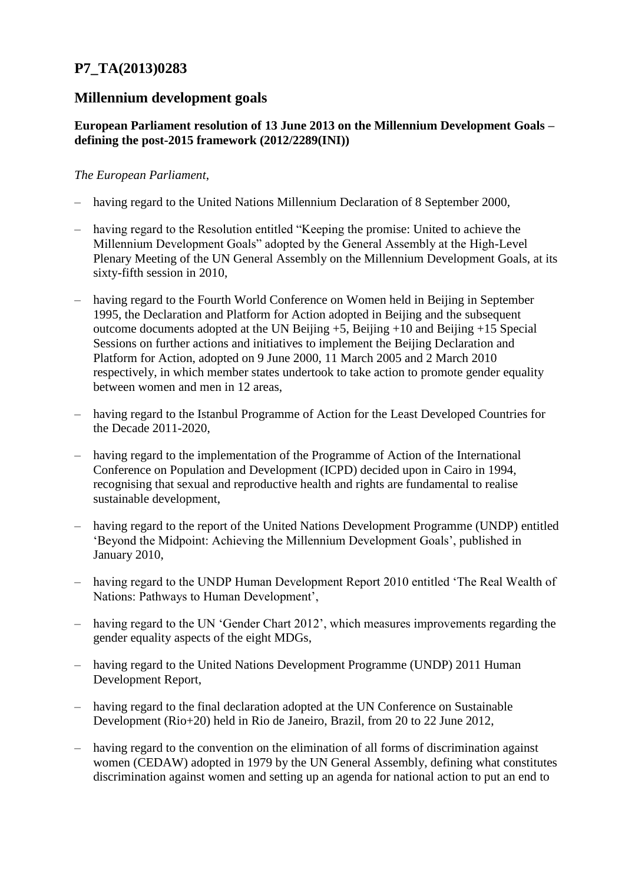# P7_TA(2013)0283

## Millennium development goals

**European Parliament resolution of 13 June 2013 on the Millennium Development Goals – defining the post-2015 framework (2012/2289(INI))**

*The European Parliament*,

– having regard to the United Nations Millennium Declaration of 8 September 2000,

– having regard to the Resolution entitled "Keeping the promise: United to achieve the Millennium Development Goals" adopted by the General Assembly at the High-Level Plenary Meeting of the UN General Assembly on the Millennium Development Goals, at its sixty-fifth session in 2010,

– having regard to the Fourth World Conference on Women held in Beijing in September 1995, the Declaration and Platform for Action adopted in Beijing and the subsequent outcome documents adopted at the UN Beijing +5, Beijing +10 and Beijing +15 Special Sessions on further actions and initiatives to implement the Beijing Declaration and Platform for Action, adopted on 9 June 2000, 11 March 2005 and 2 March 2010 respectively, in which member states undertook to take action to promote gender equality between women and men in 12 areas,

– having regard to the Istanbul Programme of Action for the Least Developed Countries for the Decade 2011-2020,

– having regard to the implementation of the Programme of Action of the International Conference on Population and Development (ICPD) decided upon in Cairo in 1994, recognising that sexual and reproductive health and rights are fundamental to realise sustainable development,

– having regard to the report of the United Nations Development Programme (UNDP) entitled 'Beyond the Midpoint: Achieving the Millennium Development Goals', published in January 2010,

– having regard to the UNDP Human Development Report 2010 entitled 'The Real Wealth of Nations: Pathways to Human Development',

– having regard to the UN 'Gender Chart 2012', which measures improvements regarding the gender equality aspects of the eight MDGs,

– having regard to the United Nations Development Programme (UNDP) 2011 Human Development Report,

– having regard to the final declaration adopted at the UN Conference on Sustainable Development (Rio+20) held in Rio de Janeiro, Brazil, from 20 to 22 June 2012,

– having regard to the convention on the elimination of all forms of discrimination against women (CEDAW) adopted in 1979 by the UN General Assembly, defining what constitutes discrimination against women and setting up an agenda for national action to put an end to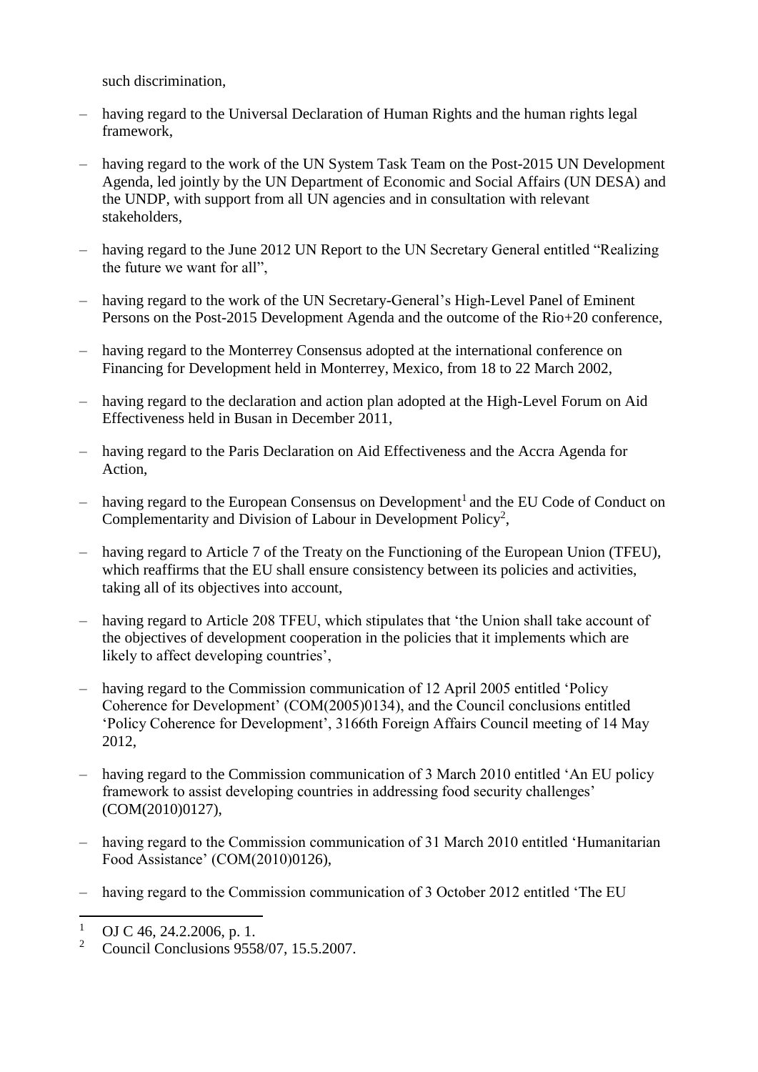such discrimination,

- having regard to the Universal Declaration of Human Rights and the human rights legal framework,
- having regard to the work of the UN System Task Team on the Post-2015 UN Development Agenda, led jointly by the UN Department of Economic and Social Affairs (UN DESA) and the UNDP, with support from all UN agencies and in consultation with relevant stakeholders,
- having regard to the June 2012 UN Report to the UN Secretary General entitled "Realizing the future we want for all",
- having regard to the work of the UN Secretary-General's High-Level Panel of Eminent Persons on the Post-2015 Development Agenda and the outcome of the Rio+20 conference,
- having regard to the Monterrey Consensus adopted at the international conference on Financing for Development held in Monterrey, Mexico, from 18 to 22 March 2002,
- having regard to the declaration and action plan adopted at the High-Level Forum on Aid Effectiveness held in Busan in December 2011,
- having regard to the Paris Declaration on Aid Effectiveness and the Accra Agenda for Action,
- having regard to the European Consensus on Development[1] and the EU Code of Conduct on Complementarity and Division of Labour in Development Policy[2],
- having regard to Article 7 of the Treaty on the Functioning of the European Union (TFEU), which reaffirms that the EU shall ensure consistency between its policies and activities, taking all of its objectives into account,
- having regard to Article 208 TFEU, which stipulates that 'the Union shall take account of the objectives of development cooperation in the policies that it implements which are likely to affect developing countries',
- having regard to the Commission communication of 12 April 2005 entitled 'Policy Coherence for Development' (COM(2005)0134), and the Council conclusions entitled 'Policy Coherence for Development', 3166th Foreign Affairs Council meeting of 14 May 2012,
- having regard to the Commission communication of 3 March 2010 entitled 'An EU policy framework to assist developing countries in addressing food security challenges' (COM(2010)0127),
- having regard to the Commission communication of 31 March 2010 entitled 'Humanitarian Food Assistance' (COM(2010)0126),
- having regard to the Commission communication of 3 October 2012 entitled 'The EU

[1] OJ C 46, 24.2.2006, p. 1.

[2] Council Conclusions 9558/07, 15.5.2007.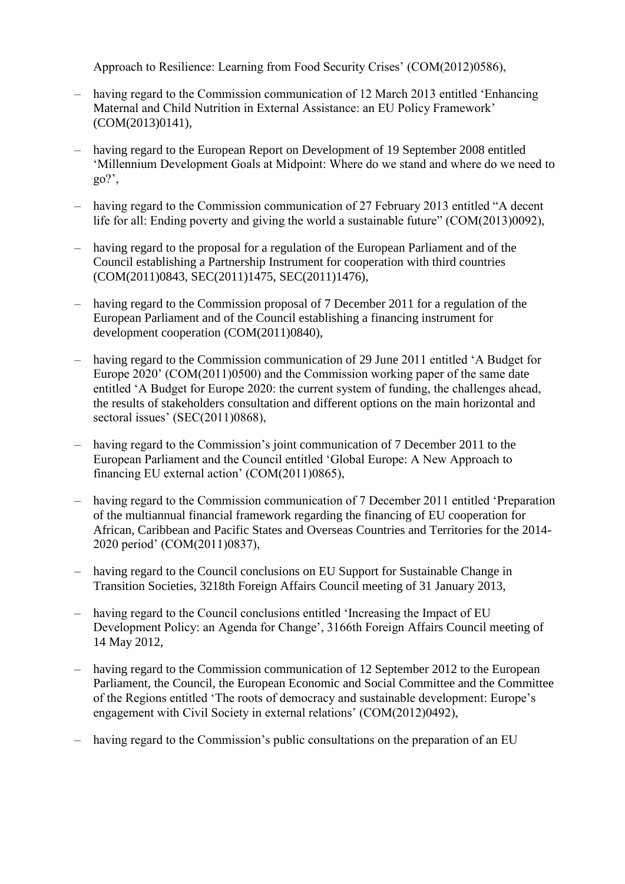Approach to Resilience: Learning from Food Security Crises' (COM(2012)0586),

- having regard to the Commission communication of 12 March 2013 entitled 'Enhancing Maternal and Child Nutrition in External Assistance: an EU Policy Framework' (COM(2013)0141),

- having regard to the European Report on Development of 19 September 2008 entitled 'Millennium Development Goals at Midpoint: Where do we stand and where do we need to go?',

- having regard to the Commission communication of 27 February 2013 entitled "A decent life for all: Ending poverty and giving the world a sustainable future" (COM(2013)0092),

- having regard to the proposal for a regulation of the European Parliament and of the Council establishing a Partnership Instrument for cooperation with third countries (COM(2011)0843, SEC(2011)1475, SEC(2011)1476),

- having regard to the Commission proposal of 7 December 2011 for a regulation of the European Parliament and of the Council establishing a financing instrument for development cooperation (COM(2011)0840),

- having regard to the Commission communication of 29 June 2011 entitled 'A Budget for Europe 2020' (COM(2011)0500) and the Commission working paper of the same date entitled 'A Budget for Europe 2020: the current system of funding, the challenges ahead, the results of stakeholders consultation and different options on the main horizontal and sectoral issues' (SEC(2011)0868),

- having regard to the Commission's joint communication of 7 December 2011 to the European Parliament and the Council entitled 'Global Europe: A New Approach to financing EU external action' (COM(2011)0865),

- having regard to the Commission communication of 7 December 2011 entitled 'Preparation of the multiannual financial framework regarding the financing of EU cooperation for African, Caribbean and Pacific States and Overseas Countries and Territories for the 2014-2020 period' (COM(2011)0837),

- having regard to the Council conclusions on EU Support for Sustainable Change in Transition Societies, 3218th Foreign Affairs Council meeting of 31 January 2013,

- having regard to the Council conclusions entitled 'Increasing the Impact of EU Development Policy: an Agenda for Change', 3166th Foreign Affairs Council meeting of 14 May 2012,

- having regard to the Commission communication of 12 September 2012 to the European Parliament, the Council, the European Economic and Social Committee and the Committee of the Regions entitled 'The roots of democracy and sustainable development: Europe's engagement with Civil Society in external relations' (COM(2012)0492),

- having regard to the Commission's public consultations on the preparation of an EU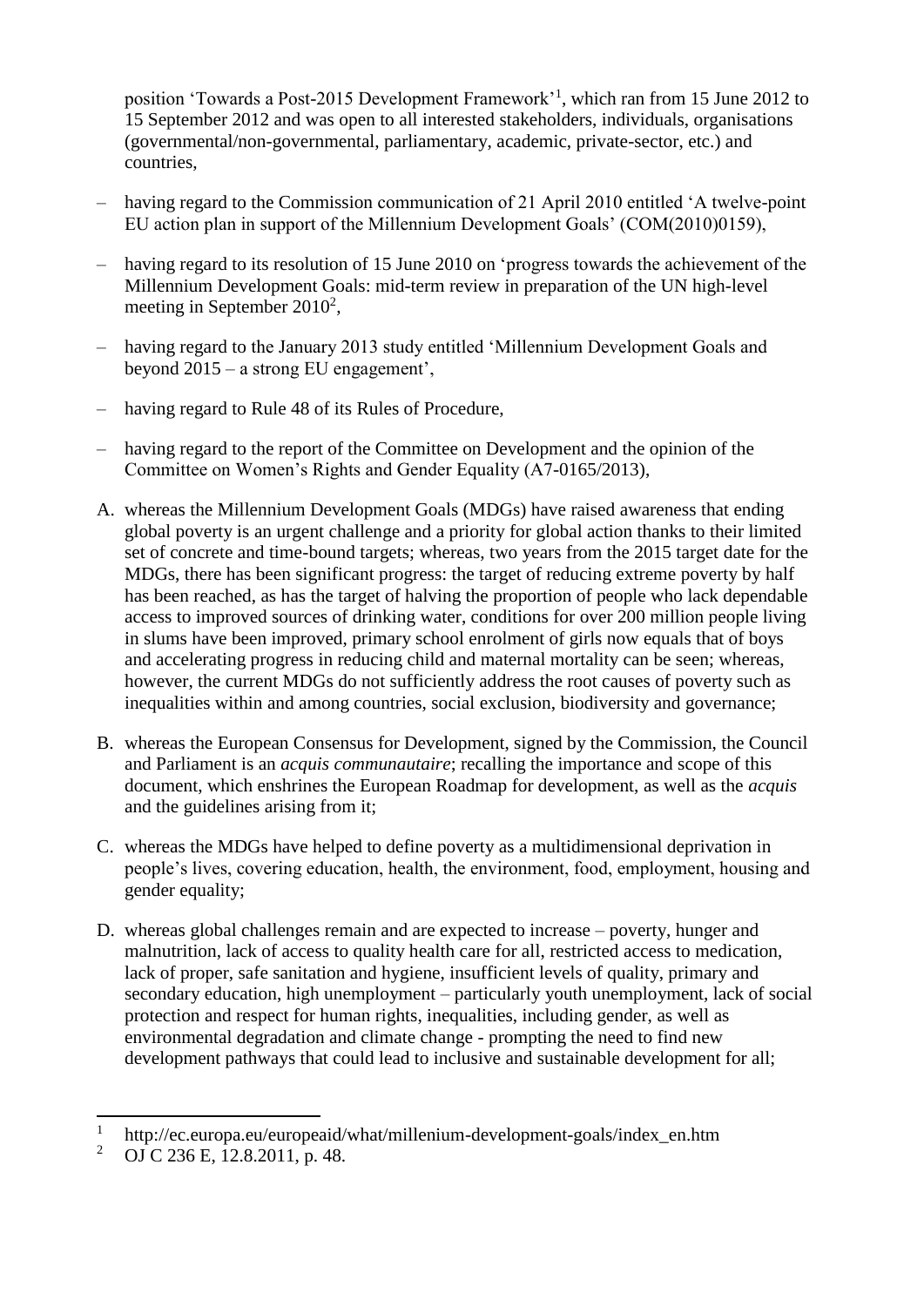position 'Towards a Post-2015 Development Framework'[1], which ran from 15 June 2012 to 15 September 2012 and was open to all interested stakeholders, individuals, organisations (governmental/non-governmental, parliamentary, academic, private-sector, etc.) and countries,

– having regard to the Commission communication of 21 April 2010 entitled 'A twelve-point EU action plan in support of the Millennium Development Goals' (COM(2010)0159),

– having regard to its resolution of 15 June 2010 on 'progress towards the achievement of the Millennium Development Goals: mid-term review in preparation of the UN high-level meeting in September 2010[2],

– having regard to the January 2013 study entitled 'Millennium Development Goals and beyond 2015 – a strong EU engagement',

– having regard to Rule 48 of its Rules of Procedure,

– having regard to the report of the Committee on Development and the opinion of the Committee on Women's Rights and Gender Equality (A7-0165/2013),

A. whereas the Millennium Development Goals (MDGs) have raised awareness that ending global poverty is an urgent challenge and a priority for global action thanks to their limited set of concrete and time-bound targets; whereas, two years from the 2015 target date for the MDGs, there has been significant progress: the target of reducing extreme poverty by half has been reached, as has the target of halving the proportion of people who lack dependable access to improved sources of drinking water, conditions for over 200 million people living in slums have been improved, primary school enrolment of girls now equals that of boys and accelerating progress in reducing child and maternal mortality can be seen; whereas, however, the current MDGs do not sufficiently address the root causes of poverty such as inequalities within and among countries, social exclusion, biodiversity and governance;

B. whereas the European Consensus for Development, signed by the Commission, the Council and Parliament is an *acquis communautaire*; recalling the importance and scope of this document, which enshrines the European Roadmap for development, as well as the *acquis* and the guidelines arising from it;

C. whereas the MDGs have helped to define poverty as a multidimensional deprivation in people's lives, covering education, health, the environment, food, employment, housing and gender equality;

D. whereas global challenges remain and are expected to increase – poverty, hunger and malnutrition, lack of access to quality health care for all, restricted access to medication, lack of proper, safe sanitation and hygiene, insufficient levels of quality, primary and secondary education, high unemployment – particularly youth unemployment, lack of social protection and respect for human rights, inequalities, including gender, as well as environmental degradation and climate change - prompting the need to find new development pathways that could lead to inclusive and sustainable development for all;

---

[1] http://ec.europa.eu/europeaid/what/millenium-development-goals/index_en.htm

[2] OJ C 236 E, 12.8.2011, p. 48.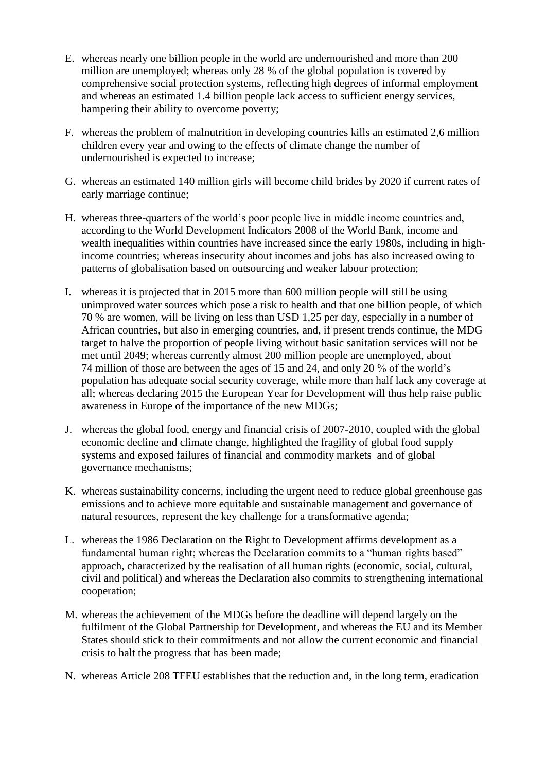E. whereas nearly one billion people in the world are undernourished and more than 200 million are unemployed; whereas only 28 % of the global population is covered by comprehensive social protection systems, reflecting high degrees of informal employment and whereas an estimated 1.4 billion people lack access to sufficient energy services, hampering their ability to overcome poverty;

F. whereas the problem of malnutrition in developing countries kills an estimated 2,6 million children every year and owing to the effects of climate change the number of undernourished is expected to increase;

G. whereas an estimated 140 million girls will become child brides by 2020 if current rates of early marriage continue;

H. whereas three-quarters of the world's poor people live in middle income countries and, according to the World Development Indicators 2008 of the World Bank, income and wealth inequalities within countries have increased since the early 1980s, including in high-income countries; whereas insecurity about incomes and jobs has also increased owing to patterns of globalisation based on outsourcing and weaker labour protection;

I. whereas it is projected that in 2015 more than 600 million people will still be using unimproved water sources which pose a risk to health and that one billion people, of which 70 % are women, will be living on less than USD 1,25 per day, especially in a number of African countries, but also in emerging countries, and, if present trends continue, the MDG target to halve the proportion of people living without basic sanitation services will not be met until 2049; whereas currently almost 200 million people are unemployed, about 74 million of those are between the ages of 15 and 24, and only 20 % of the world's population has adequate social security coverage, while more than half lack any coverage at all; whereas declaring 2015 the European Year for Development will thus help raise public awareness in Europe of the importance of the new MDGs;

J. whereas the global food, energy and financial crisis of 2007-2010, coupled with the global economic decline and climate change, highlighted the fragility of global food supply systems and exposed failures of financial and commodity markets and of global governance mechanisms;

K. whereas sustainability concerns, including the urgent need to reduce global greenhouse gas emissions and to achieve more equitable and sustainable management and governance of natural resources, represent the key challenge for a transformative agenda;

L. whereas the 1986 Declaration on the Right to Development affirms development as a fundamental human right; whereas the Declaration commits to a "human rights based" approach, characterized by the realisation of all human rights (economic, social, cultural, civil and political) and whereas the Declaration also commits to strengthening international cooperation;

M. whereas the achievement of the MDGs before the deadline will depend largely on the fulfilment of the Global Partnership for Development, and whereas the EU and its Member States should stick to their commitments and not allow the current economic and financial crisis to halt the progress that has been made;

N. whereas Article 208 TFEU establishes that the reduction and, in the long term, eradication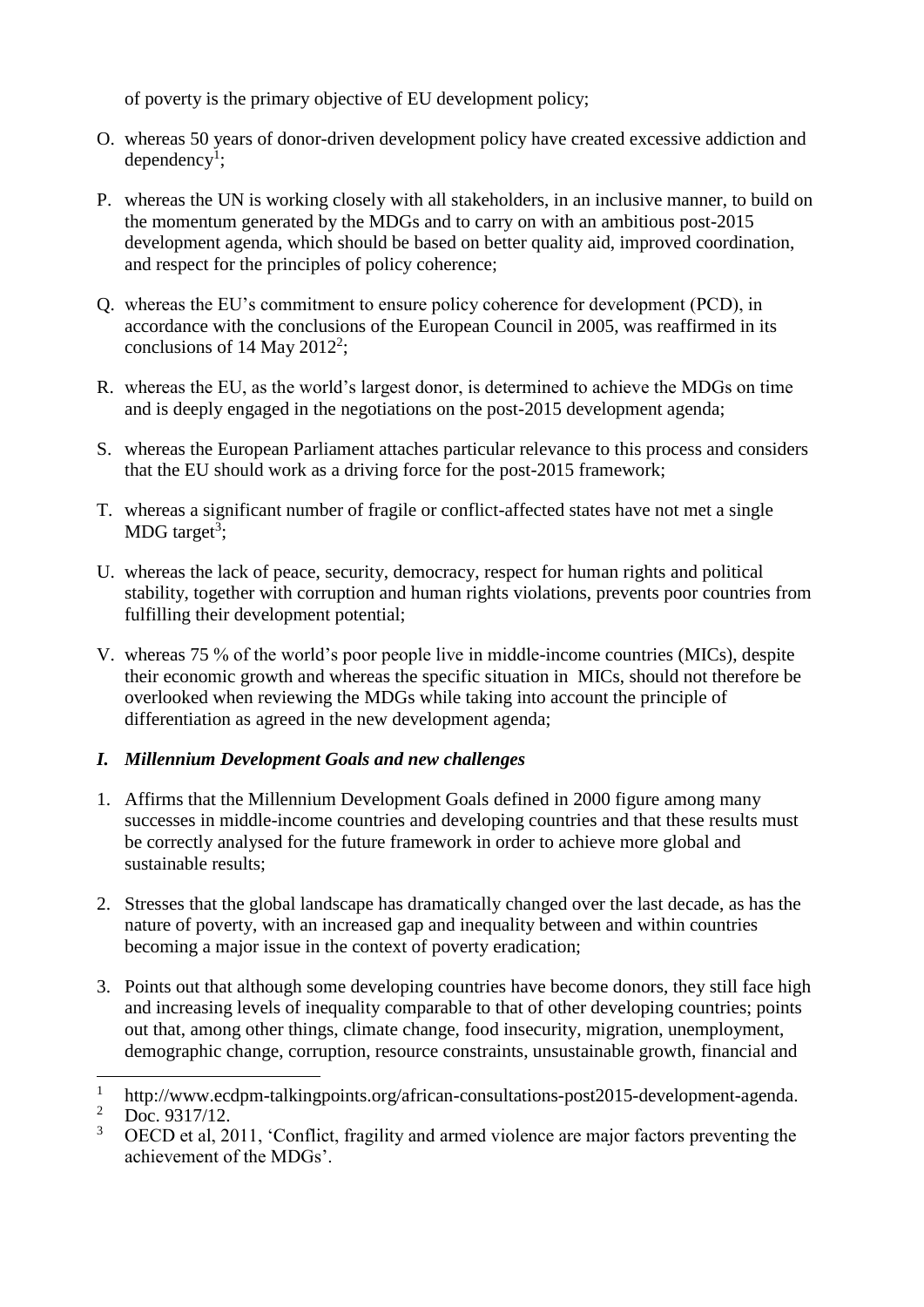of poverty is the primary objective of EU development policy;

O. whereas 50 years of donor-driven development policy have created excessive addiction and dependency[1];

P. whereas the UN is working closely with all stakeholders, in an inclusive manner, to build on the momentum generated by the MDGs and to carry on with an ambitious post-2015 development agenda, which should be based on better quality aid, improved coordination, and respect for the principles of policy coherence;

Q. whereas the EU's commitment to ensure policy coherence for development (PCD), in accordance with the conclusions of the European Council in 2005, was reaffirmed in its conclusions of 14 May 2012[2];

R. whereas the EU, as the world's largest donor, is determined to achieve the MDGs on time and is deeply engaged in the negotiations on the post-2015 development agenda;

S. whereas the European Parliament attaches particular relevance to this process and considers that the EU should work as a driving force for the post-2015 framework;

T. whereas a significant number of fragile or conflict-affected states have not met a single MDG target[3];

U. whereas the lack of peace, security, democracy, respect for human rights and political stability, together with corruption and human rights violations, prevents poor countries from fulfilling their development potential;

V. whereas 75 % of the world's poor people live in middle-income countries (MICs), despite their economic growth and whereas the specific situation in MICs, should not therefore be overlooked when reviewing the MDGs while taking into account the principle of differentiation as agreed in the new development agenda;

### *I. Millennium Development Goals and new challenges*

1. Affirms that the Millennium Development Goals defined in 2000 figure among many successes in middle-income countries and developing countries and that these results must be correctly analysed for the future framework in order to achieve more global and sustainable results;

2. Stresses that the global landscape has dramatically changed over the last decade, as has the nature of poverty, with an increased gap and inequality between and within countries becoming a major issue in the context of poverty eradication;

3. Points out that although some developing countries have become donors, they still face high and increasing levels of inequality comparable to that of other developing countries; points out that, among other things, climate change, food insecurity, migration, unemployment, demographic change, corruption, resource constraints, unsustainable growth, financial and

---

[1] http://www.ecdpm-talkingpoints.org/african-consultations-post2015-development-agenda.

[2] Doc. 9317/12.

[3] OECD et al, 2011, 'Conflict, fragility and armed violence are major factors preventing the achievement of the MDGs'.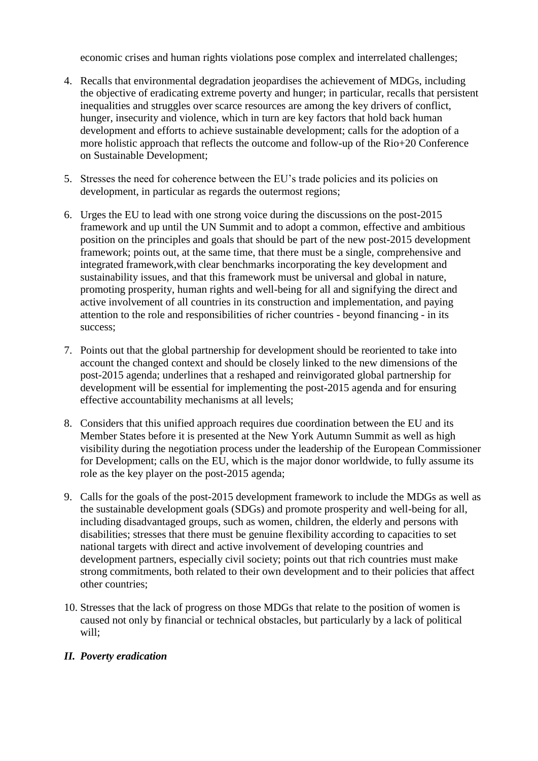economic crises and human rights violations pose complex and interrelated challenges;

4. Recalls that environmental degradation jeopardises the achievement of MDGs, including the objective of eradicating extreme poverty and hunger; in particular, recalls that persistent inequalities and struggles over scarce resources are among the key drivers of conflict, hunger, insecurity and violence, which in turn are key factors that hold back human development and efforts to achieve sustainable development; calls for the adoption of a more holistic approach that reflects the outcome and follow-up of the Rio+20 Conference on Sustainable Development;

5. Stresses the need for coherence between the EU's trade policies and its policies on development, in particular as regards the outermost regions;

6. Urges the EU to lead with one strong voice during the discussions on the post-2015 framework and up until the UN Summit and to adopt a common, effective and ambitious position on the principles and goals that should be part of the new post-2015 development framework; points out, at the same time, that there must be a single, comprehensive and integrated framework,with clear benchmarks incorporating the key development and sustainability issues, and that this framework must be universal and global in nature, promoting prosperity, human rights and well-being for all and signifying the direct and active involvement of all countries in its construction and implementation, and paying attention to the role and responsibilities of richer countries - beyond financing - in its success;

7. Points out that the global partnership for development should be reoriented to take into account the changed context and should be closely linked to the new dimensions of the post-2015 agenda; underlines that a reshaped and reinvigorated global partnership for development will be essential for implementing the post-2015 agenda and for ensuring effective accountability mechanisms at all levels;

8. Considers that this unified approach requires due coordination between the EU and its Member States before it is presented at the New York Autumn Summit as well as high visibility during the negotiation process under the leadership of the European Commissioner for Development; calls on the EU, which is the major donor worldwide, to fully assume its role as the key player on the post-2015 agenda;

9. Calls for the goals of the post-2015 development framework to include the MDGs as well as the sustainable development goals (SDGs) and promote prosperity and well-being for all, including disadvantaged groups, such as women, children, the elderly and persons with disabilities; stresses that there must be genuine flexibility according to capacities to set national targets with direct and active involvement of developing countries and development partners, especially civil society; points out that rich countries must make strong commitments, both related to their own development and to their policies that affect other countries;

10. Stresses that the lack of progress on those MDGs that relate to the position of women is caused not only by financial or technical obstacles, but particularly by a lack of political will;

## *II. Poverty eradication*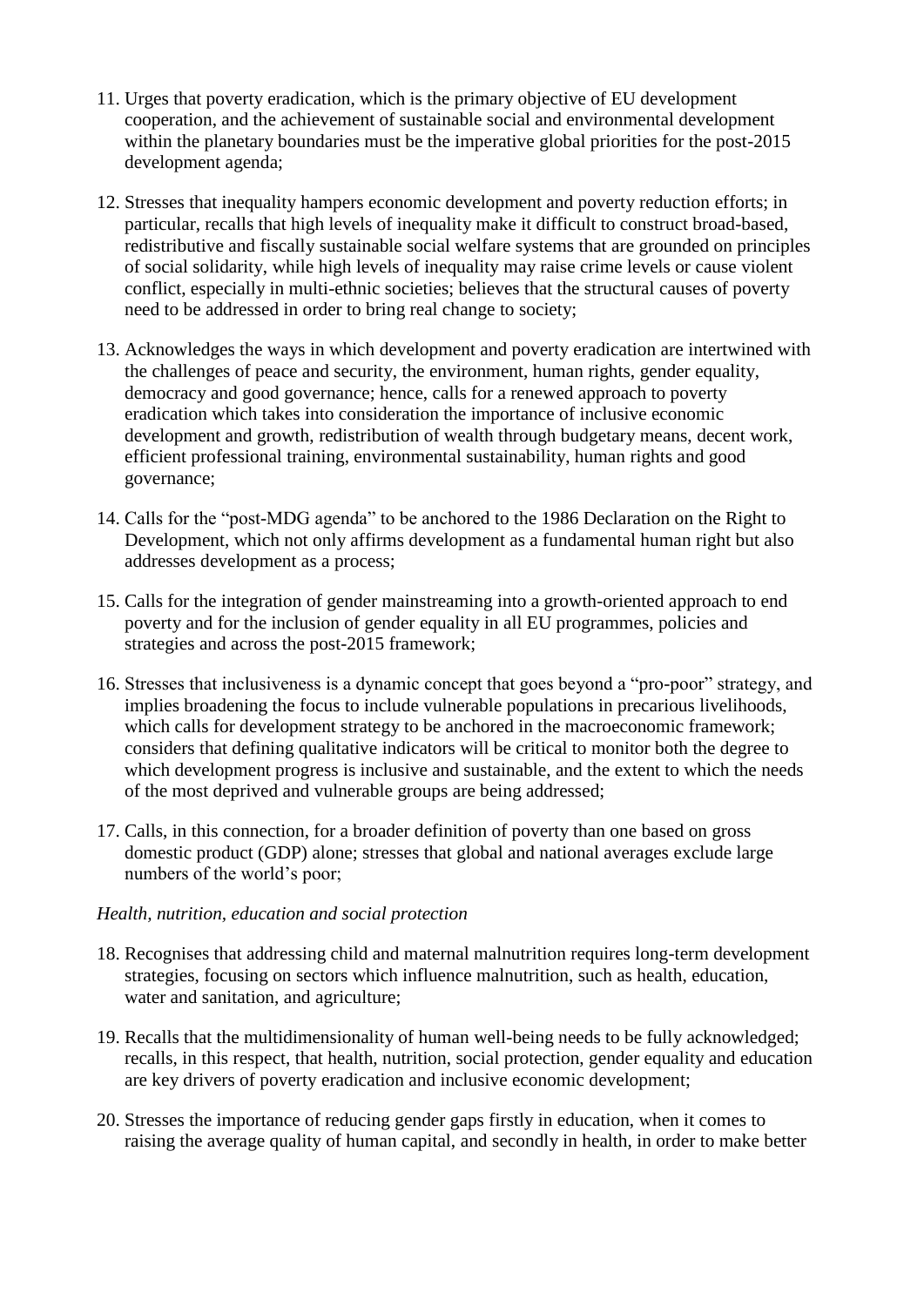11. Urges that poverty eradication, which is the primary objective of EU development cooperation, and the achievement of sustainable social and environmental development within the planetary boundaries must be the imperative global priorities for the post-2015 development agenda;

12. Stresses that inequality hampers economic development and poverty reduction efforts; in particular, recalls that high levels of inequality make it difficult to construct broad-based, redistributive and fiscally sustainable social welfare systems that are grounded on principles of social solidarity, while high levels of inequality may raise crime levels or cause violent conflict, especially in multi-ethnic societies; believes that the structural causes of poverty need to be addressed in order to bring real change to society;

13. Acknowledges the ways in which development and poverty eradication are intertwined with the challenges of peace and security, the environment, human rights, gender equality, democracy and good governance; hence, calls for a renewed approach to poverty eradication which takes into consideration the importance of inclusive economic development and growth, redistribution of wealth through budgetary means, decent work, efficient professional training, environmental sustainability, human rights and good governance;

14. Calls for the "post-MDG agenda" to be anchored to the 1986 Declaration on the Right to Development, which not only affirms development as a fundamental human right but also addresses development as a process;

15. Calls for the integration of gender mainstreaming into a growth-oriented approach to end poverty and for the inclusion of gender equality in all EU programmes, policies and strategies and across the post-2015 framework;

16. Stresses that inclusiveness is a dynamic concept that goes beyond a "pro-poor" strategy, and implies broadening the focus to include vulnerable populations in precarious livelihoods, which calls for development strategy to be anchored in the macroeconomic framework; considers that defining qualitative indicators will be critical to monitor both the degree to which development progress is inclusive and sustainable, and the extent to which the needs of the most deprived and vulnerable groups are being addressed;

17. Calls, in this connection, for a broader definition of poverty than one based on gross domestic product (GDP) alone; stresses that global and national averages exclude large numbers of the world's poor;

*Health, nutrition, education and social protection*

18. Recognises that addressing child and maternal malnutrition requires long-term development strategies, focusing on sectors which influence malnutrition, such as health, education, water and sanitation, and agriculture;

19. Recalls that the multidimensionality of human well-being needs to be fully acknowledged; recalls, in this respect, that health, nutrition, social protection, gender equality and education are key drivers of poverty eradication and inclusive economic development;

20. Stresses the importance of reducing gender gaps firstly in education, when it comes to raising the average quality of human capital, and secondly in health, in order to make better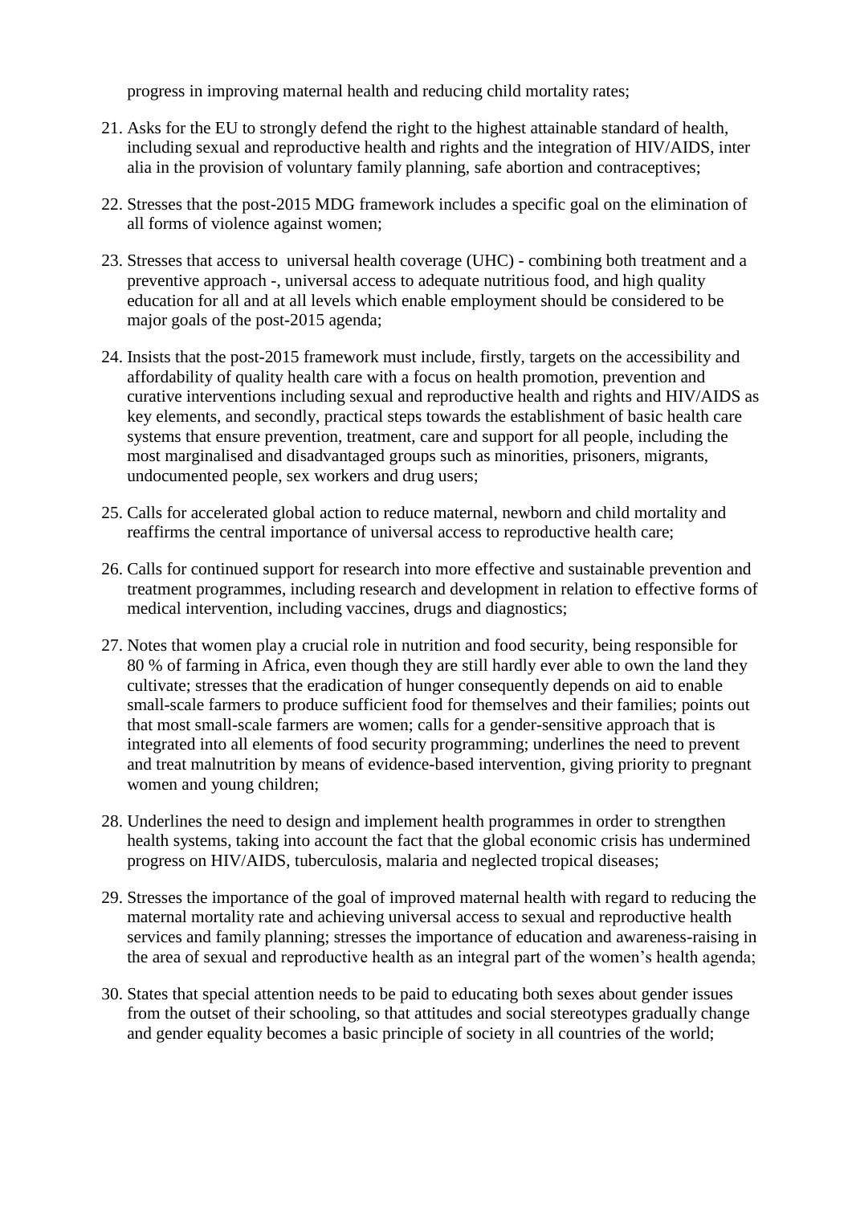progress in improving maternal health and reducing child mortality rates;

21. Asks for the EU to strongly defend the right to the highest attainable standard of health, including sexual and reproductive health and rights and the integration of HIV/AIDS, inter alia in the provision of voluntary family planning, safe abortion and contraceptives;

22. Stresses that the post-2015 MDG framework includes a specific goal on the elimination of all forms of violence against women;

23. Stresses that access to universal health coverage (UHC) - combining both treatment and a preventive approach -, universal access to adequate nutritious food, and high quality education for all and at all levels which enable employment should be considered to be major goals of the post-2015 agenda;

24. Insists that the post-2015 framework must include, firstly, targets on the accessibility and affordability of quality health care with a focus on health promotion, prevention and curative interventions including sexual and reproductive health and rights and HIV/AIDS as key elements, and secondly, practical steps towards the establishment of basic health care systems that ensure prevention, treatment, care and support for all people, including the most marginalised and disadvantaged groups such as minorities, prisoners, migrants, undocumented people, sex workers and drug users;

25. Calls for accelerated global action to reduce maternal, newborn and child mortality and reaffirms the central importance of universal access to reproductive health care;

26. Calls for continued support for research into more effective and sustainable prevention and treatment programmes, including research and development in relation to effective forms of medical intervention, including vaccines, drugs and diagnostics;

27. Notes that women play a crucial role in nutrition and food security, being responsible for 80 % of farming in Africa, even though they are still hardly ever able to own the land they cultivate; stresses that the eradication of hunger consequently depends on aid to enable small-scale farmers to produce sufficient food for themselves and their families; points out that most small-scale farmers are women; calls for a gender-sensitive approach that is integrated into all elements of food security programming; underlines the need to prevent and treat malnutrition by means of evidence-based intervention, giving priority to pregnant women and young children;

28. Underlines the need to design and implement health programmes in order to strengthen health systems, taking into account the fact that the global economic crisis has undermined progress on HIV/AIDS, tuberculosis, malaria and neglected tropical diseases;

29. Stresses the importance of the goal of improved maternal health with regard to reducing the maternal mortality rate and achieving universal access to sexual and reproductive health services and family planning; stresses the importance of education and awareness-raising in the area of sexual and reproductive health as an integral part of the women's health agenda;

30. States that special attention needs to be paid to educating both sexes about gender issues from the outset of their schooling, so that attitudes and social stereotypes gradually change and gender equality becomes a basic principle of society in all countries of the world;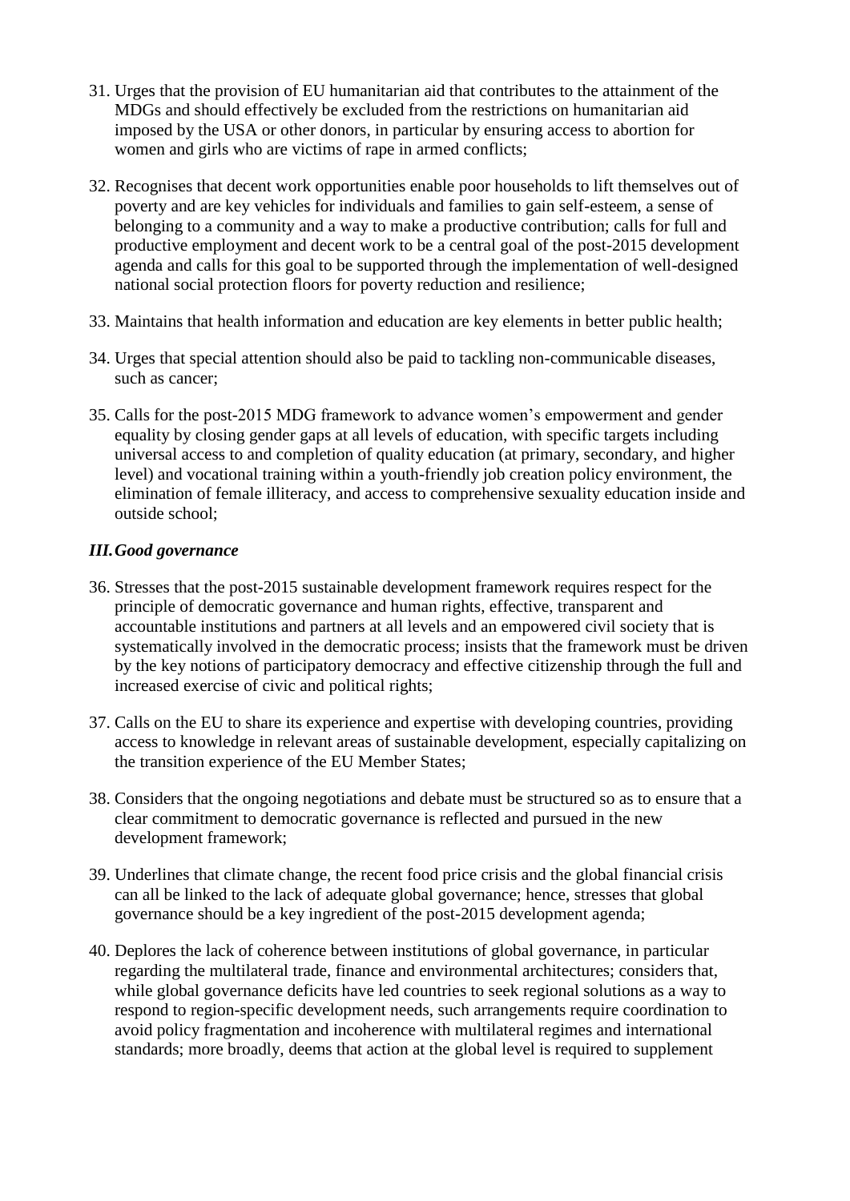31. Urges that the provision of EU humanitarian aid that contributes to the attainment of the MDGs and should effectively be excluded from the restrictions on humanitarian aid imposed by the USA or other donors, in particular by ensuring access to abortion for women and girls who are victims of rape in armed conflicts;

32. Recognises that decent work opportunities enable poor households to lift themselves out of poverty and are key vehicles for individuals and families to gain self-esteem, a sense of belonging to a community and a way to make a productive contribution; calls for full and productive employment and decent work to be a central goal of the post-2015 development agenda and calls for this goal to be supported through the implementation of well-designed national social protection floors for poverty reduction and resilience;

33. Maintains that health information and education are key elements in better public health;

34. Urges that special attention should also be paid to tackling non-communicable diseases, such as cancer;

35. Calls for the post-2015 MDG framework to advance women's empowerment and gender equality by closing gender gaps at all levels of education, with specific targets including universal access to and completion of quality education (at primary, secondary, and higher level) and vocational training within a youth-friendly job creation policy environment, the elimination of female illiteracy, and access to comprehensive sexuality education inside and outside school;

### *III. Good governance*

36. Stresses that the post-2015 sustainable development framework requires respect for the principle of democratic governance and human rights, effective, transparent and accountable institutions and partners at all levels and an empowered civil society that is systematically involved in the democratic process; insists that the framework must be driven by the key notions of participatory democracy and effective citizenship through the full and increased exercise of civic and political rights;

37. Calls on the EU to share its experience and expertise with developing countries, providing access to knowledge in relevant areas of sustainable development, especially capitalizing on the transition experience of the EU Member States;

38. Considers that the ongoing negotiations and debate must be structured so as to ensure that a clear commitment to democratic governance is reflected and pursued in the new development framework;

39. Underlines that climate change, the recent food price crisis and the global financial crisis can all be linked to the lack of adequate global governance; hence, stresses that global governance should be a key ingredient of the post-2015 development agenda;

40. Deplores the lack of coherence between institutions of global governance, in particular regarding the multilateral trade, finance and environmental architectures; considers that, while global governance deficits have led countries to seek regional solutions as a way to respond to region-specific development needs, such arrangements require coordination to avoid policy fragmentation and incoherence with multilateral regimes and international standards; more broadly, deems that action at the global level is required to supplement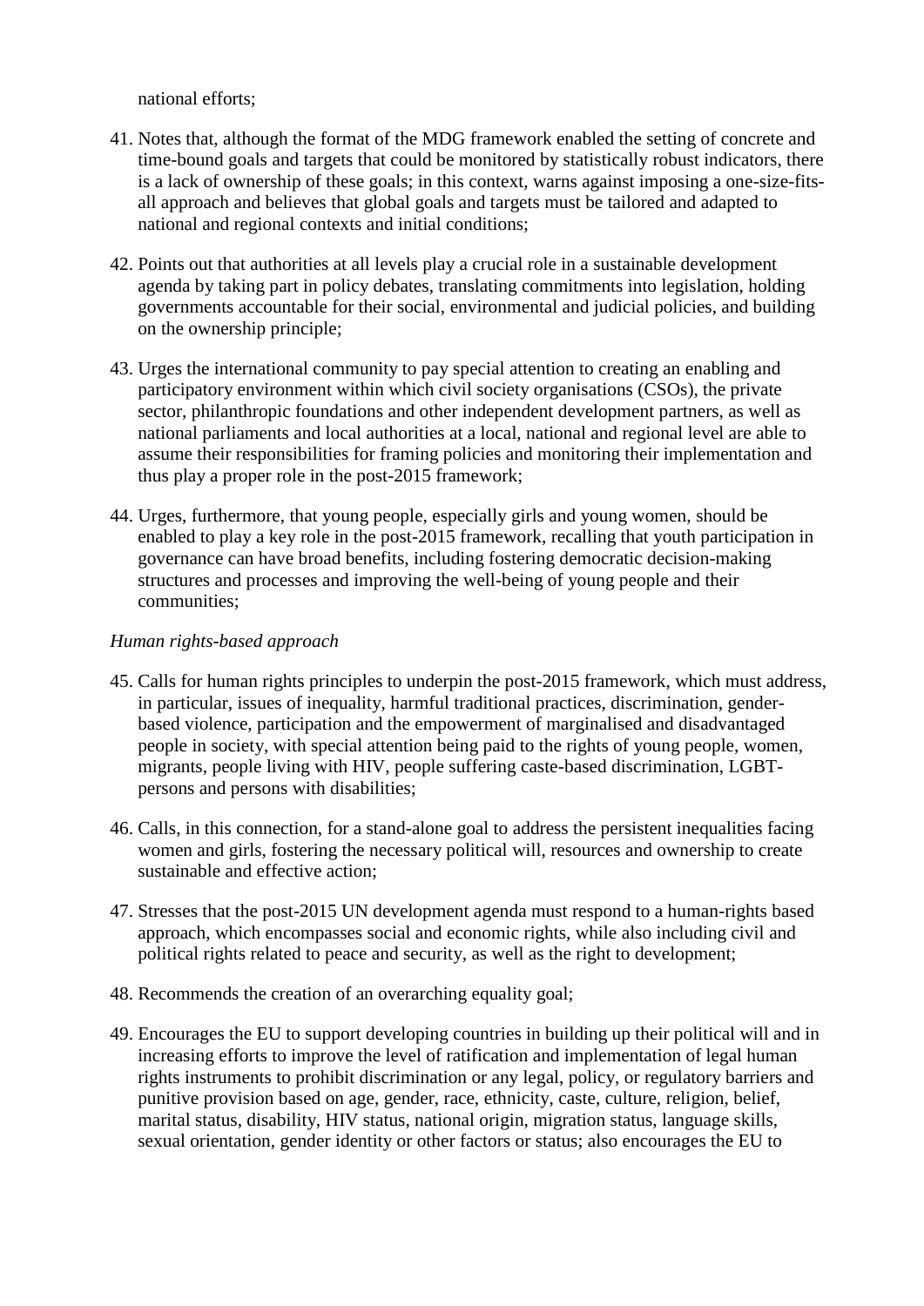national efforts;

41. Notes that, although the format of the MDG framework enabled the setting of concrete and time-bound goals and targets that could be monitored by statistically robust indicators, there is a lack of ownership of these goals; in this context, warns against imposing a one-size-fits-all approach and believes that global goals and targets must be tailored and adapted to national and regional contexts and initial conditions;

42. Points out that authorities at all levels play a crucial role in a sustainable development agenda by taking part in policy debates, translating commitments into legislation, holding governments accountable for their social, environmental and judicial policies, and building on the ownership principle;

43. Urges the international community to pay special attention to creating an enabling and participatory environment within which civil society organisations (CSOs), the private sector, philanthropic foundations and other independent development partners, as well as national parliaments and local authorities at a local, national and regional level are able to assume their responsibilities for framing policies and monitoring their implementation and thus play a proper role in the post-2015 framework;

44. Urges, furthermore, that young people, especially girls and young women, should be enabled to play a key role in the post-2015 framework, recalling that youth participation in governance can have broad benefits, including fostering democratic decision-making structures and processes and improving the well-being of young people and their communities;

*Human rights-based approach*

45. Calls for human rights principles to underpin the post-2015 framework, which must address, in particular, issues of inequality, harmful traditional practices, discrimination, gender-based violence, participation and the empowerment of marginalised and disadvantaged people in society, with special attention being paid to the rights of young people, women, migrants, people living with HIV, people suffering caste-based discrimination, LGBT-persons and persons with disabilities;

46. Calls, in this connection, for a stand-alone goal to address the persistent inequalities facing women and girls, fostering the necessary political will, resources and ownership to create sustainable and effective action;

47. Stresses that the post-2015 UN development agenda must respond to a human-rights based approach, which encompasses social and economic rights, while also including civil and political rights related to peace and security, as well as the right to development;

48. Recommends the creation of an overarching equality goal;

49. Encourages the EU to support developing countries in building up their political will and in increasing efforts to improve the level of ratification and implementation of legal human rights instruments to prohibit discrimination or any legal, policy, or regulatory barriers and punitive provision based on age, gender, race, ethnicity, caste, culture, religion, belief, marital status, disability, HIV status, national origin, migration status, language skills, sexual orientation, gender identity or other factors or status; also encourages the EU to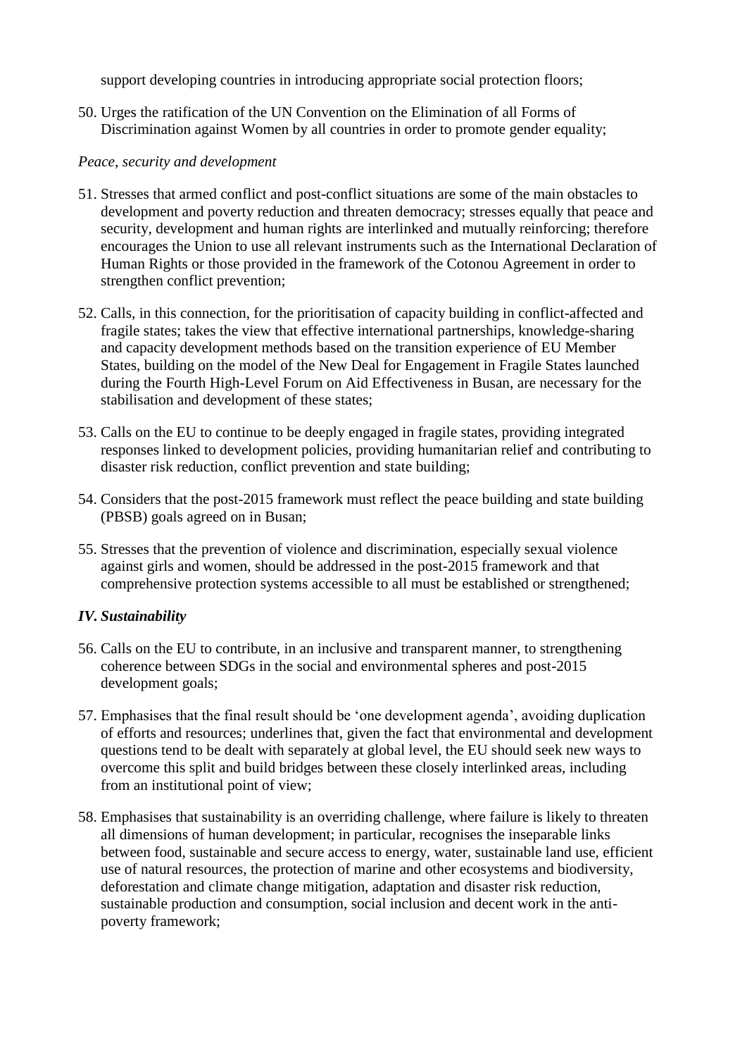support developing countries in introducing appropriate social protection floors;

50. Urges the ratification of the UN Convention on the Elimination of all Forms of Discrimination against Women by all countries in order to promote gender equality;

*Peace, security and development*

51. Stresses that armed conflict and post-conflict situations are some of the main obstacles to development and poverty reduction and threaten democracy; stresses equally that peace and security, development and human rights are interlinked and mutually reinforcing; therefore encourages the Union to use all relevant instruments such as the International Declaration of Human Rights or those provided in the framework of the Cotonou Agreement in order to strengthen conflict prevention;

52. Calls, in this connection, for the prioritisation of capacity building in conflict-affected and fragile states; takes the view that effective international partnerships, knowledge-sharing and capacity development methods based on the transition experience of EU Member States, building on the model of the New Deal for Engagement in Fragile States launched during the Fourth High-Level Forum on Aid Effectiveness in Busan, are necessary for the stabilisation and development of these states;

53. Calls on the EU to continue to be deeply engaged in fragile states, providing integrated responses linked to development policies, providing humanitarian relief and contributing to disaster risk reduction, conflict prevention and state building;

54. Considers that the post-2015 framework must reflect the peace building and state building (PBSB) goals agreed on in Busan;

55. Stresses that the prevention of violence and discrimination, especially sexual violence against girls and women, should be addressed in the post-2015 framework and that comprehensive protection systems accessible to all must be established or strengthened;

### *IV. Sustainability*

56. Calls on the EU to contribute, in an inclusive and transparent manner, to strengthening coherence between SDGs in the social and environmental spheres and post-2015 development goals;

57. Emphasises that the final result should be 'one development agenda', avoiding duplication of efforts and resources; underlines that, given the fact that environmental and development questions tend to be dealt with separately at global level, the EU should seek new ways to overcome this split and build bridges between these closely interlinked areas, including from an institutional point of view;

58. Emphasises that sustainability is an overriding challenge, where failure is likely to threaten all dimensions of human development; in particular, recognises the inseparable links between food, sustainable and secure access to energy, water, sustainable land use, efficient use of natural resources, the protection of marine and other ecosystems and biodiversity, deforestation and climate change mitigation, adaptation and disaster risk reduction, sustainable production and consumption, social inclusion and decent work in the anti-poverty framework;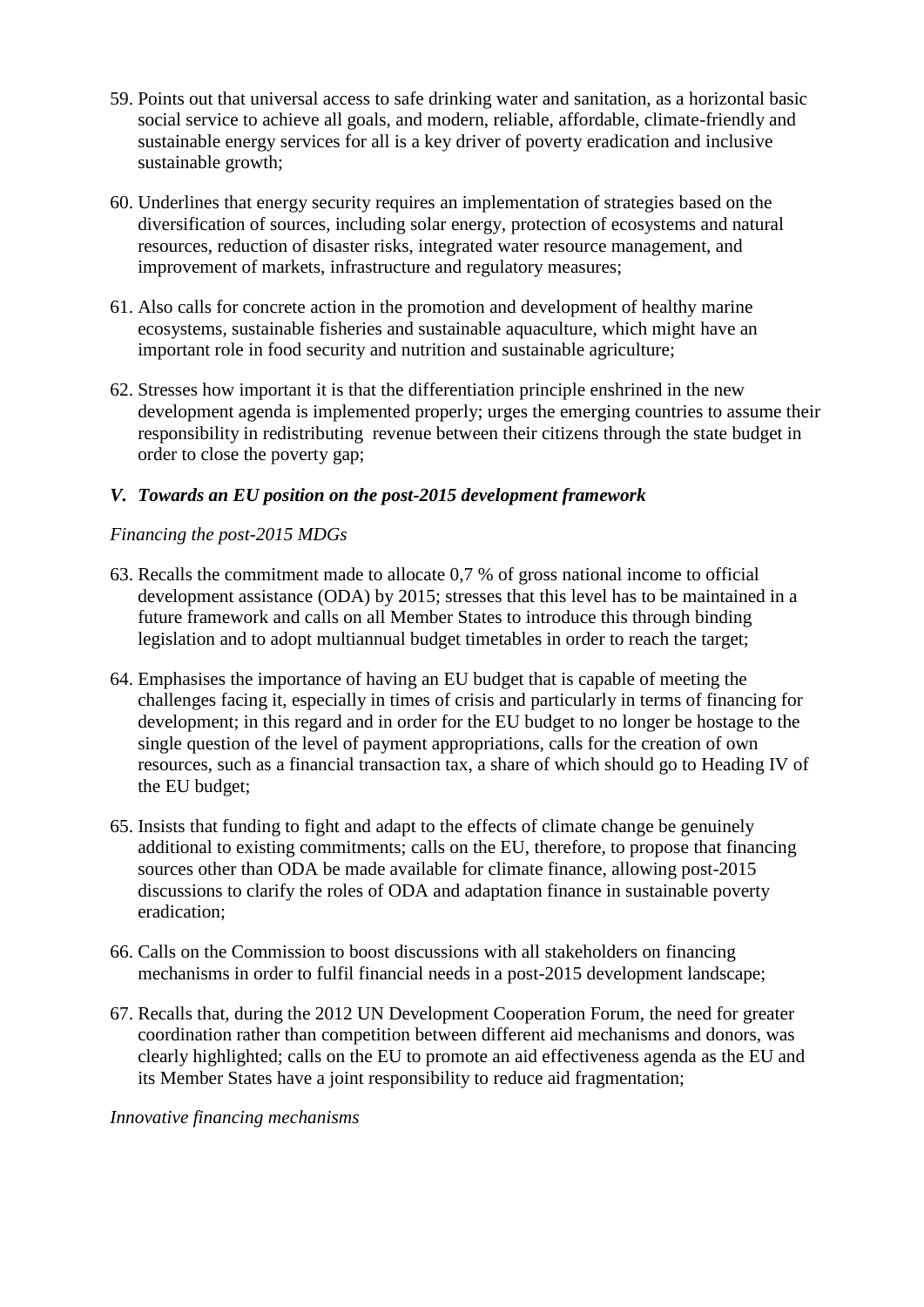59. Points out that universal access to safe drinking water and sanitation, as a horizontal basic social service to achieve all goals, and modern, reliable, affordable, climate-friendly and sustainable energy services for all is a key driver of poverty eradication and inclusive sustainable growth;

60. Underlines that energy security requires an implementation of strategies based on the diversification of sources, including solar energy, protection of ecosystems and natural resources, reduction of disaster risks, integrated water resource management, and improvement of markets, infrastructure and regulatory measures;

61. Also calls for concrete action in the promotion and development of healthy marine ecosystems, sustainable fisheries and sustainable aquaculture, which might have an important role in food security and nutrition and sustainable agriculture;

62. Stresses how important it is that the differentiation principle enshrined in the new development agenda is implemented properly; urges the emerging countries to assume their responsibility in redistributing revenue between their citizens through the state budget in order to close the poverty gap;

### *V. Towards an EU position on the post-2015 development framework*

*Financing the post-2015 MDGs*

63. Recalls the commitment made to allocate 0,7 % of gross national income to official development assistance (ODA) by 2015; stresses that this level has to be maintained in a future framework and calls on all Member States to introduce this through binding legislation and to adopt multiannual budget timetables in order to reach the target;

64. Emphasises the importance of having an EU budget that is capable of meeting the challenges facing it, especially in times of crisis and particularly in terms of financing for development; in this regard and in order for the EU budget to no longer be hostage to the single question of the level of payment appropriations, calls for the creation of own resources, such as a financial transaction tax, a share of which should go to Heading IV of the EU budget;

65. Insists that funding to fight and adapt to the effects of climate change be genuinely additional to existing commitments; calls on the EU, therefore, to propose that financing sources other than ODA be made available for climate finance, allowing post-2015 discussions to clarify the roles of ODA and adaptation finance in sustainable poverty eradication;

66. Calls on the Commission to boost discussions with all stakeholders on financing mechanisms in order to fulfil financial needs in a post-2015 development landscape;

67. Recalls that, during the 2012 UN Development Cooperation Forum, the need for greater coordination rather than competition between different aid mechanisms and donors, was clearly highlighted; calls on the EU to promote an aid effectiveness agenda as the EU and its Member States have a joint responsibility to reduce aid fragmentation;

*Innovative financing mechanisms*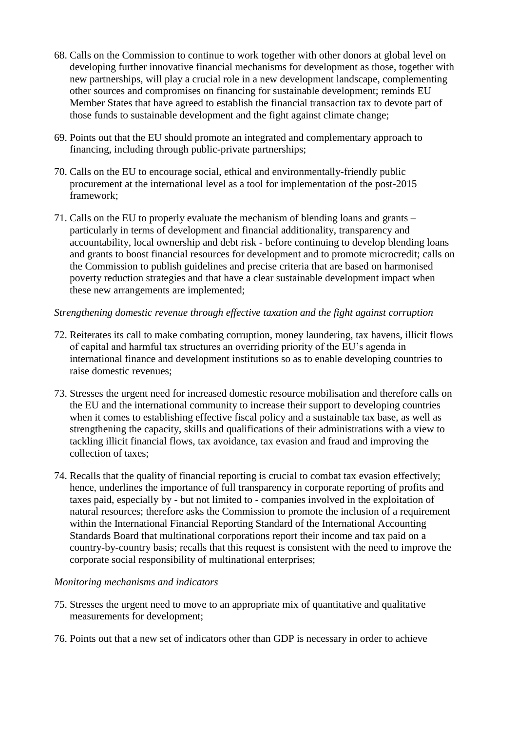68. Calls on the Commission to continue to work together with other donors at global level on developing further innovative financial mechanisms for development as those, together with new partnerships, will play a crucial role in a new development landscape, complementing other sources and compromises on financing for sustainable development; reminds EU Member States that have agreed to establish the financial transaction tax to devote part of those funds to sustainable development and the fight against climate change;

69. Points out that the EU should promote an integrated and complementary approach to financing, including through public-private partnerships;

70. Calls on the EU to encourage social, ethical and environmentally-friendly public procurement at the international level as a tool for implementation of the post-2015 framework;

71. Calls on the EU to properly evaluate the mechanism of blending loans and grants – particularly in terms of development and financial additionality, transparency and accountability, local ownership and debt risk - before continuing to develop blending loans and grants to boost financial resources for development and to promote microcredit; calls on the Commission to publish guidelines and precise criteria that are based on harmonised poverty reduction strategies and that have a clear sustainable development impact when these new arrangements are implemented;

*Strengthening domestic revenue through effective taxation and the fight against corruption*

72. Reiterates its call to make combating corruption, money laundering, tax havens, illicit flows of capital and harmful tax structures an overriding priority of the EU's agenda in international finance and development institutions so as to enable developing countries to raise domestic revenues;

73. Stresses the urgent need for increased domestic resource mobilisation and therefore calls on the EU and the international community to increase their support to developing countries when it comes to establishing effective fiscal policy and a sustainable tax base, as well as strengthening the capacity, skills and qualifications of their administrations with a view to tackling illicit financial flows, tax avoidance, tax evasion and fraud and improving the collection of taxes;

74. Recalls that the quality of financial reporting is crucial to combat tax evasion effectively; hence, underlines the importance of full transparency in corporate reporting of profits and taxes paid, especially by - but not limited to - companies involved in the exploitation of natural resources; therefore asks the Commission to promote the inclusion of a requirement within the International Financial Reporting Standard of the International Accounting Standards Board that multinational corporations report their income and tax paid on a country-by-country basis; recalls that this request is consistent with the need to improve the corporate social responsibility of multinational enterprises;

*Monitoring mechanisms and indicators*

75. Stresses the urgent need to move to an appropriate mix of quantitative and qualitative measurements for development;

76. Points out that a new set of indicators other than GDP is necessary in order to achieve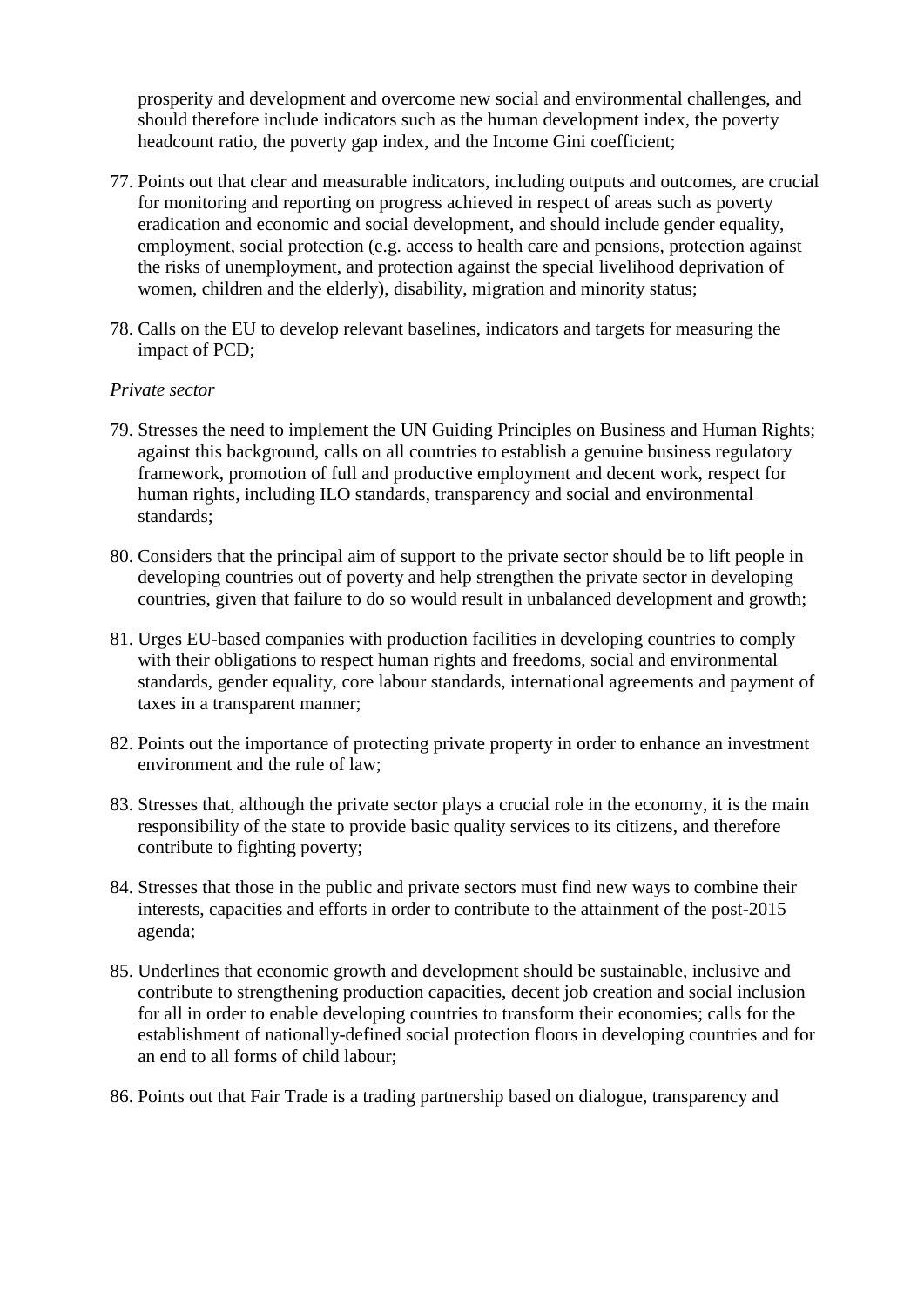prosperity and development and overcome new social and environmental challenges, and should therefore include indicators such as the human development index, the poverty headcount ratio, the poverty gap index, and the Income Gini coefficient;

77. Points out that clear and measurable indicators, including outputs and outcomes, are crucial for monitoring and reporting on progress achieved in respect of areas such as poverty eradication and economic and social development, and should include gender equality, employment, social protection (e.g. access to health care and pensions, protection against the risks of unemployment, and protection against the special livelihood deprivation of women, children and the elderly), disability, migration and minority status;

78. Calls on the EU to develop relevant baselines, indicators and targets for measuring the impact of PCD;

*Private sector*

79. Stresses the need to implement the UN Guiding Principles on Business and Human Rights; against this background, calls on all countries to establish a genuine business regulatory framework, promotion of full and productive employment and decent work, respect for human rights, including ILO standards, transparency and social and environmental standards;

80. Considers that the principal aim of support to the private sector should be to lift people in developing countries out of poverty and help strengthen the private sector in developing countries, given that failure to do so would result in unbalanced development and growth;

81. Urges EU-based companies with production facilities in developing countries to comply with their obligations to respect human rights and freedoms, social and environmental standards, gender equality, core labour standards, international agreements and payment of taxes in a transparent manner;

82. Points out the importance of protecting private property in order to enhance an investment environment and the rule of law;

83. Stresses that, although the private sector plays a crucial role in the economy, it is the main responsibility of the state to provide basic quality services to its citizens, and therefore contribute to fighting poverty;

84. Stresses that those in the public and private sectors must find new ways to combine their interests, capacities and efforts in order to contribute to the attainment of the post-2015 agenda;

85. Underlines that economic growth and development should be sustainable, inclusive and contribute to strengthening production capacities, decent job creation and social inclusion for all in order to enable developing countries to transform their economies; calls for the establishment of nationally-defined social protection floors in developing countries and for an end to all forms of child labour;

86. Points out that Fair Trade is a trading partnership based on dialogue, transparency and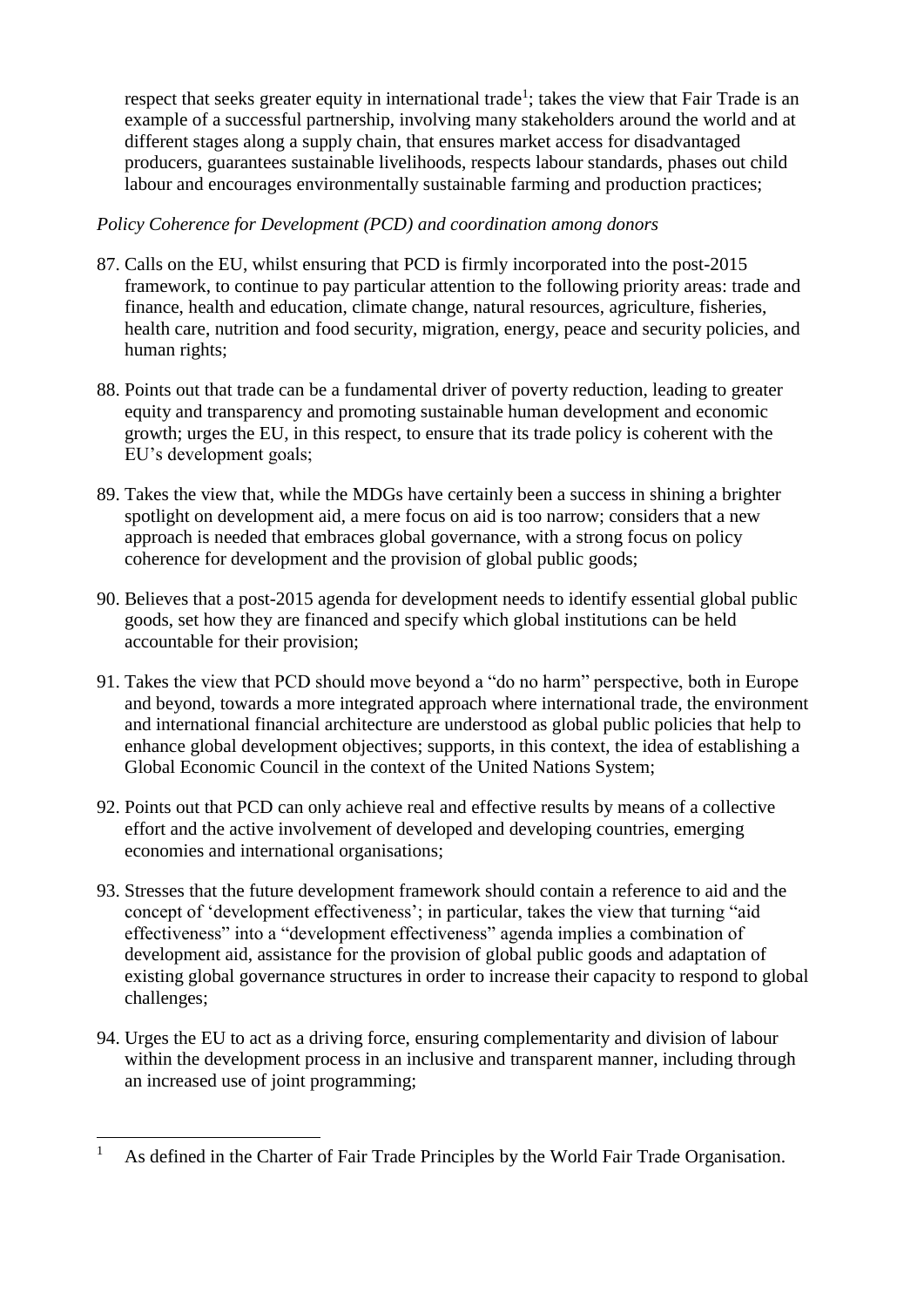respect that seeks greater equity in international trade[1]; takes the view that Fair Trade is an example of a successful partnership, involving many stakeholders around the world and at different stages along a supply chain, that ensures market access for disadvantaged producers, guarantees sustainable livelihoods, respects labour standards, phases out child labour and encourages environmentally sustainable farming and production practices;

*Policy Coherence for Development (PCD) and coordination among donors*

87. Calls on the EU, whilst ensuring that PCD is firmly incorporated into the post-2015 framework, to continue to pay particular attention to the following priority areas: trade and finance, health and education, climate change, natural resources, agriculture, fisheries, health care, nutrition and food security, migration, energy, peace and security policies, and human rights;

88. Points out that trade can be a fundamental driver of poverty reduction, leading to greater equity and transparency and promoting sustainable human development and economic growth; urges the EU, in this respect, to ensure that its trade policy is coherent with the EU's development goals;

89. Takes the view that, while the MDGs have certainly been a success in shining a brighter spotlight on development aid, a mere focus on aid is too narrow; considers that a new approach is needed that embraces global governance, with a strong focus on policy coherence for development and the provision of global public goods;

90. Believes that a post-2015 agenda for development needs to identify essential global public goods, set how they are financed and specify which global institutions can be held accountable for their provision;

91. Takes the view that PCD should move beyond a "do no harm" perspective, both in Europe and beyond, towards a more integrated approach where international trade, the environment and international financial architecture are understood as global public policies that help to enhance global development objectives; supports, in this context, the idea of establishing a Global Economic Council in the context of the United Nations System;

92. Points out that PCD can only achieve real and effective results by means of a collective effort and the active involvement of developed and developing countries, emerging economies and international organisations;

93. Stresses that the future development framework should contain a reference to aid and the concept of 'development effectiveness'; in particular, takes the view that turning "aid effectiveness" into a "development effectiveness" agenda implies a combination of development aid, assistance for the provision of global public goods and adaptation of existing global governance structures in order to increase their capacity to respond to global challenges;

94. Urges the EU to act as a driving force, ensuring complementarity and division of labour within the development process in an inclusive and transparent manner, including through an increased use of joint programming;

---

[1] As defined in the Charter of Fair Trade Principles by the World Fair Trade Organisation.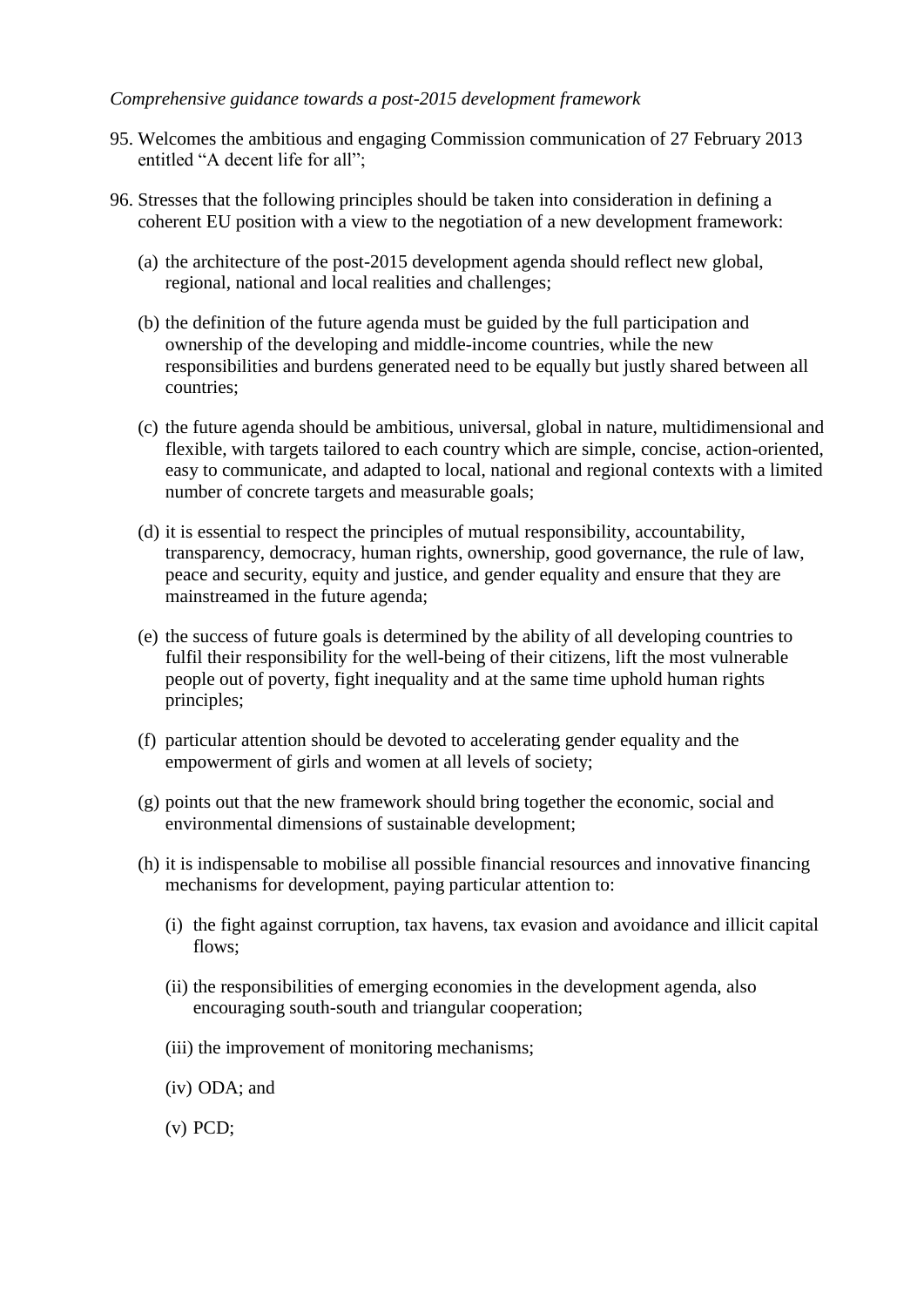*Comprehensive guidance towards a post-2015 development framework*

95. Welcomes the ambitious and engaging Commission communication of 27 February 2013 entitled “A decent life for all”;

96. Stresses that the following principles should be taken into consideration in defining a coherent EU position with a view to the negotiation of a new development framework:

   (a) the architecture of the post-2015 development agenda should reflect new global, regional, national and local realities and challenges;

   (b) the definition of the future agenda must be guided by the full participation and ownership of the developing and middle-income countries, while the new responsibilities and burdens generated need to be equally but justly shared between all countries;

   (c) the future agenda should be ambitious, universal, global in nature, multidimensional and flexible, with targets tailored to each country which are simple, concise, action-oriented, easy to communicate, and adapted to local, national and regional contexts with a limited number of concrete targets and measurable goals;

   (d) it is essential to respect the principles of mutual responsibility, accountability, transparency, democracy, human rights, ownership, good governance, the rule of law, peace and security, equity and justice, and gender equality and ensure that they are mainstreamed in the future agenda;

   (e) the success of future goals is determined by the ability of all developing countries to fulfil their responsibility for the well-being of their citizens, lift the most vulnerable people out of poverty, fight inequality and at the same time uphold human rights principles;

   (f) particular attention should be devoted to accelerating gender equality and the empowerment of girls and women at all levels of society;

   (g) points out that the new framework should bring together the economic, social and environmental dimensions of sustainable development;

   (h) it is indispensable to mobilise all possible financial resources and innovative financing mechanisms for development, paying particular attention to:

      (i) the fight against corruption, tax havens, tax evasion and avoidance and illicit capital flows;

      (ii) the responsibilities of emerging economies in the development agenda, also encouraging south-south and triangular cooperation;

      (iii) the improvement of monitoring mechanisms;

      (iv) ODA; and

      (v) PCD;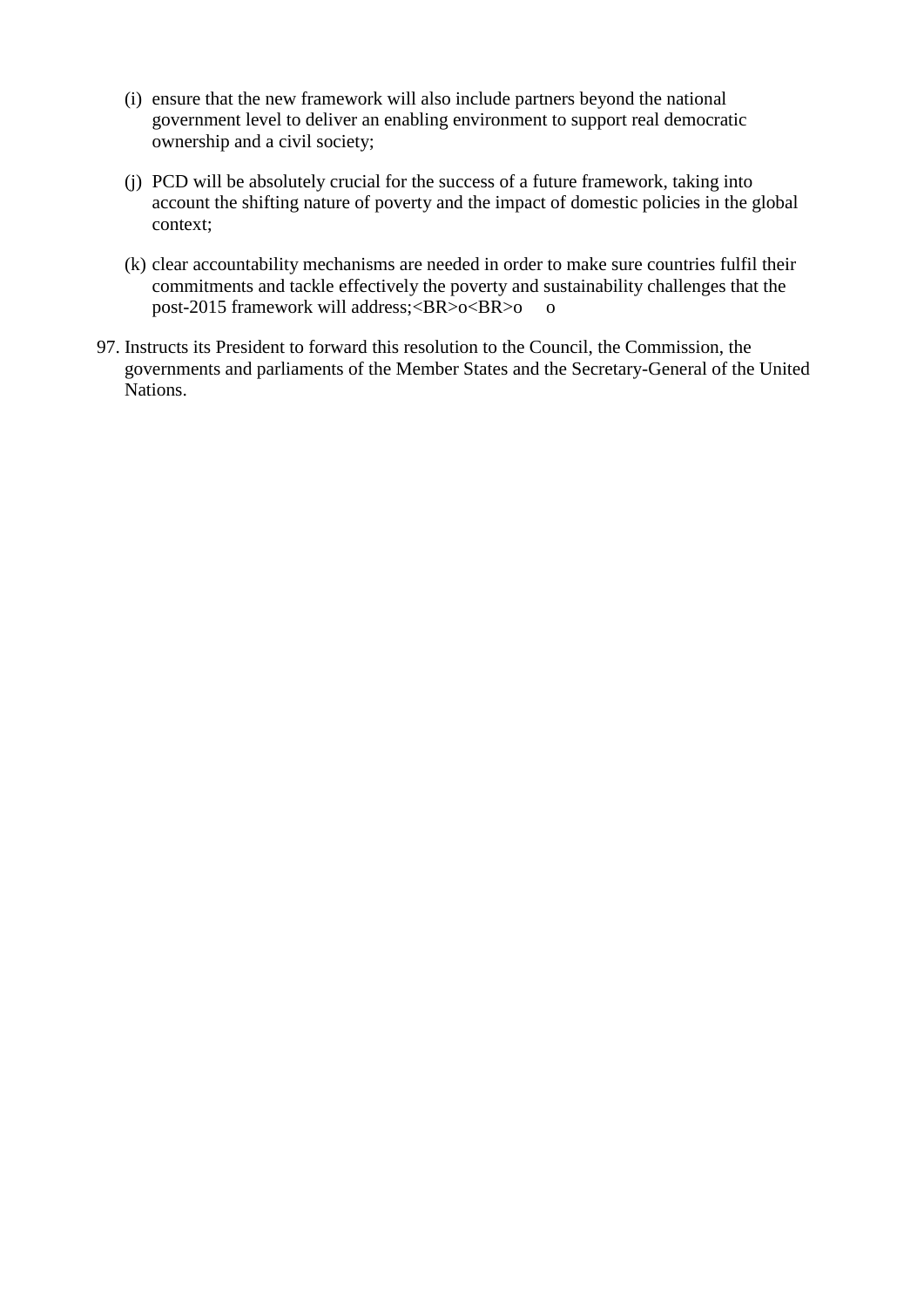(i) ensure that the new framework will also include partners beyond the national government level to deliver an enabling environment to support real democratic ownership and a civil society;

(j) PCD will be absolutely crucial for the success of a future framework, taking into account the shifting nature of poverty and the impact of domestic policies in the global context;

(k) clear accountability mechanisms are needed in order to make sure countries fulfil their commitments and tackle effectively the poverty and sustainability challenges that the post-2015 framework will address;<BR>o<BR>o o

97. Instructs its President to forward this resolution to the Council, the Commission, the governments and parliaments of the Member States and the Secretary-General of the United Nations.